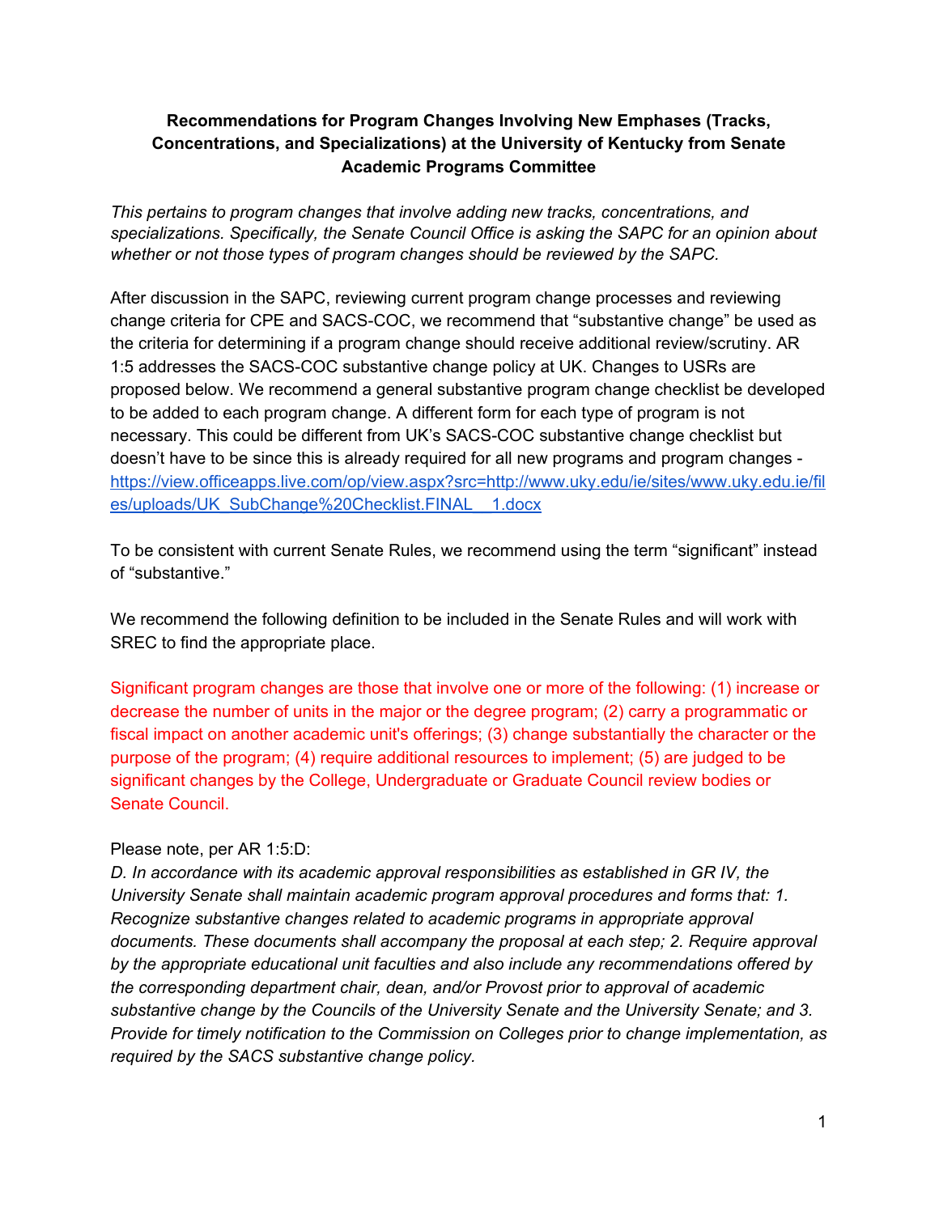**Recommendations for Program Changes Involving New Emphases (Tracks, Concentrations, and Specializations) at the University of Kentucky from Senate Academic Programs Committee**

*This pertains to program changes that involve adding new tracks, concentrations, and specializations. Specifically, the Senate Council Office is asking the SAPC for an opinion about whether or not those types of program changes should be reviewed by the SAPC.*

After discussion in the SAPC, reviewing current program change processes and reviewing change criteria for CPE and SACS-COC, we recommend that "substantive change" be used as the criteria for determining if a program change should receive additional review/scrutiny. AR 1:5 addresses the SACS-COC substantive change policy at UK. Changes to USRs are proposed below. We recommend a general substantive program change checklist be developed to be added to each program change. A different form for each type of program is not necessary. This could be different from UK's SACS-COC substantive change checklist but doesn't have to be since this is already required for all new programs and program changes - [https://view.officeapps.live.com/op/view.aspx?src=http://www.uky.edu/ie/sites/www.uky.edu.ie/files/uploads/UK_SubChange%20Checklist.FINAL__1.docx](https://view.officeapps.live.com/op/view.aspx?src=http://www.uky.edu/ie/sites/www.uky.edu.ie/files/uploads/UK_SubChange%20Checklist.FINAL__1.docx)

To be consistent with current Senate Rules, we recommend using the term "significant" instead of "substantive."

We recommend the following definition to be included in the Senate Rules and will work with SREC to find the appropriate place.

Significant program changes are those that involve one or more of the following: (1) increase or decrease the number of units in the major or the degree program; (2) carry a programmatic or fiscal impact on another academic unit's offerings; (3) change substantially the character or the purpose of the program; (4) require additional resources to implement; (5) are judged to be significant changes by the College, Undergraduate or Graduate Council review bodies or Senate Council.

Please note, per AR 1:5:D:
*D. In accordance with its academic approval responsibilities as established in GR IV, the University Senate shall maintain academic program approval procedures and forms that: 1. Recognize substantive changes related to academic programs in appropriate approval documents. These documents shall accompany the proposal at each step; 2. Require approval by the appropriate educational unit faculties and also include any recommendations offered by the corresponding department chair, dean, and/or Provost prior to approval of academic substantive change by the Councils of the University Senate and the University Senate; and 3. Provide for timely notification to the Commission on Colleges prior to change implementation, as required by the SACS substantive change policy.*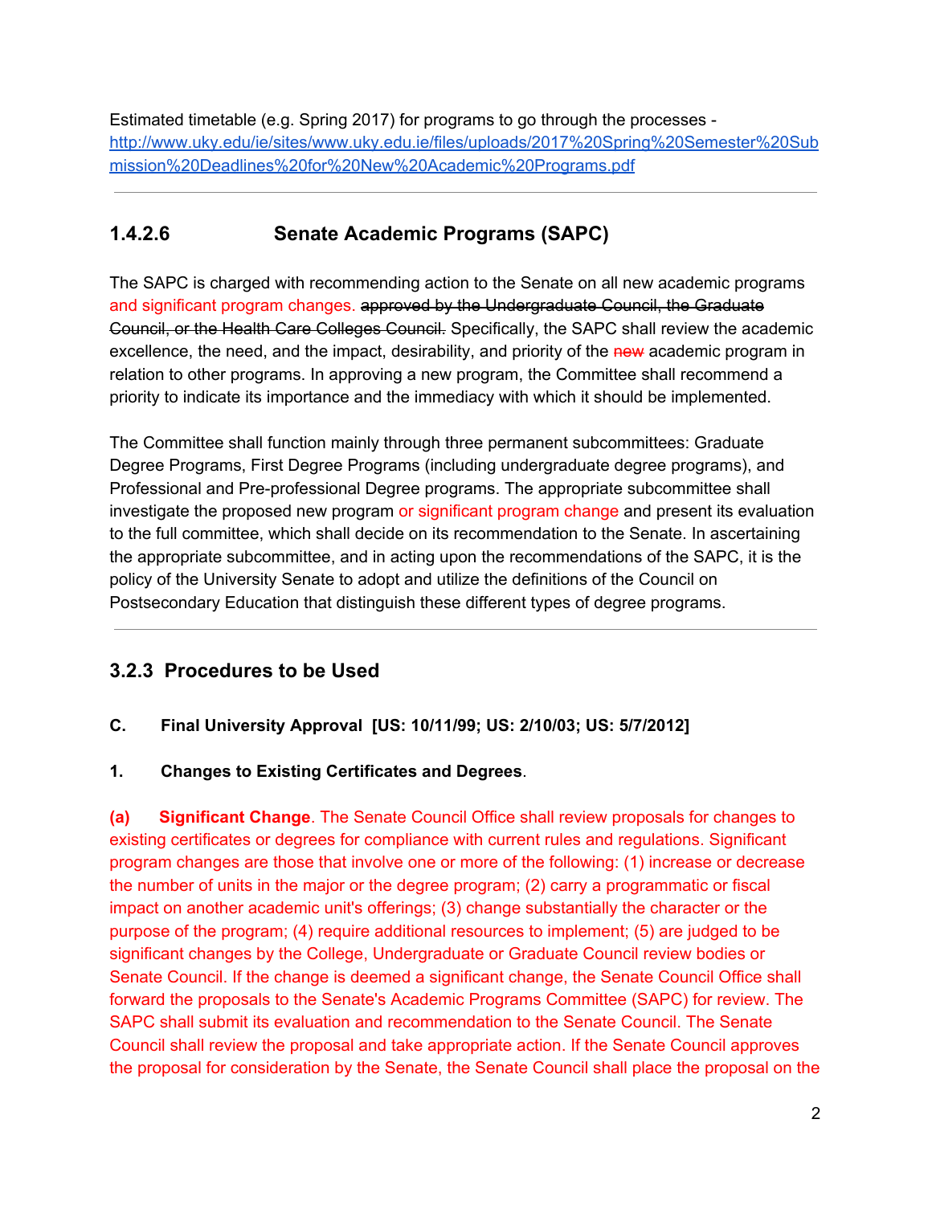Estimated timetable (e.g. Spring 2017) for programs to go through the processes - http://www.uky.edu/ie/sites/www.uky.edu.ie/files/uploads/2017%20Spring%20Semester%20Submission%20Deadlines%20for%20New%20Academic%20Programs.pdf

---

### 1.4.2.6 Senate Academic Programs (SAPC)

The SAPC is charged with recommending action to the Senate on all new academic programs and significant program changes. ~~approved by the Undergraduate Council, the Graduate Council, or the Health Care Colleges Council.~~ Specifically, the SAPC shall review the academic excellence, the need, and the impact, desirability, and priority of the ~~new~~ academic program in relation to other programs. In approving a new program, the Committee shall recommend a priority to indicate its importance and the immediacy with which it should be implemented.

The Committee shall function mainly through three permanent subcommittees: Graduate Degree Programs, First Degree Programs (including undergraduate degree programs), and Professional and Pre-professional Degree programs. The appropriate subcommittee shall investigate the proposed new program or significant program change and present its evaluation to the full committee, which shall decide on its recommendation to the Senate. In ascertaining the appropriate subcommittee, and in acting upon the recommendations of the SAPC, it is the policy of the University Senate to adopt and utilize the definitions of the Council on Postsecondary Education that distinguish these different types of degree programs.

---

### 3.2.3 Procedures to be Used

**C. Final University Approval [US: 10/11/99; US: 2/10/03; US: 5/7/2012]**

**1. Changes to Existing Certificates and Degrees**.

**(a) Significant Change**. The Senate Council Office shall review proposals for changes to existing certificates or degrees for compliance with current rules and regulations. Significant program changes are those that involve one or more of the following: (1) increase or decrease the number of units in the major or the degree program; (2) carry a programmatic or fiscal impact on another academic unit's offerings; (3) change substantially the character or the purpose of the program; (4) require additional resources to implement; (5) are judged to be significant changes by the College, Undergraduate or Graduate Council review bodies or Senate Council. If the change is deemed a significant change, the Senate Council Office shall forward the proposals to the Senate's Academic Programs Committee (SAPC) for review. The SAPC shall submit its evaluation and recommendation to the Senate Council. The Senate Council shall review the proposal and take appropriate action. If the Senate Council approves the proposal for consideration by the Senate, the Senate Council shall place the proposal on the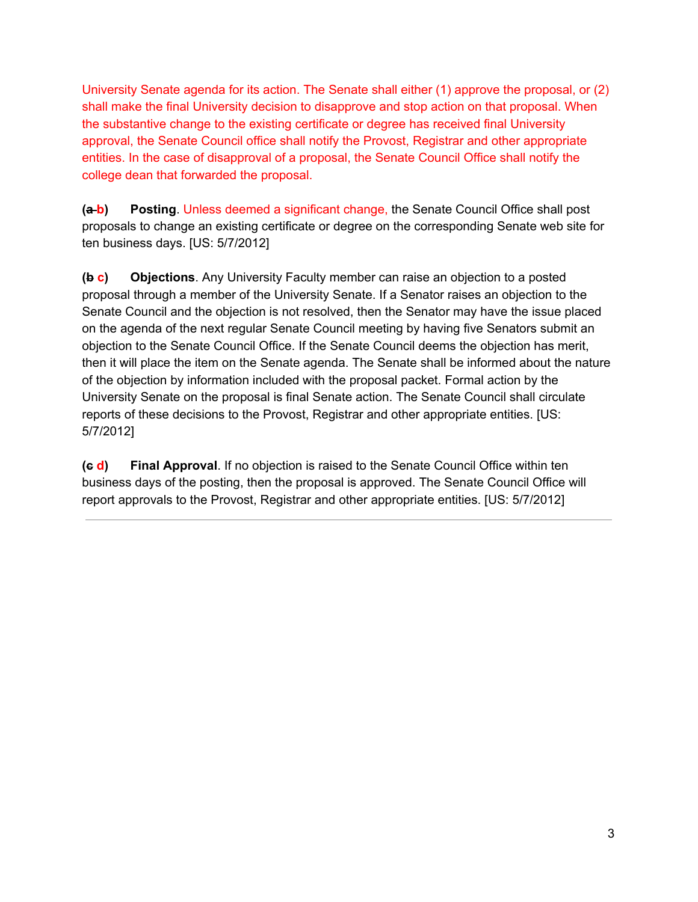University Senate agenda for its action. The Senate shall either (1) approve the proposal, or (2) shall make the final University decision to disapprove and stop action on that proposal. When the substantive change to the existing certificate or degree has received final University approval, the Senate Council office shall notify the Provost, Registrar and other appropriate entities. In the case of disapproval of a proposal, the Senate Council Office shall notify the college dean that forwarded the proposal.

**(~~a~~ b)** **Posting**. Unless deemed a significant change, the Senate Council Office shall post proposals to change an existing certificate or degree on the corresponding Senate web site for ten business days. [US: 5/7/2012]

**(~~b~~ c)** **Objections**. Any University Faculty member can raise an objection to a posted proposal through a member of the University Senate. If a Senator raises an objection to the Senate Council and the objection is not resolved, then the Senator may have the issue placed on the agenda of the next regular Senate Council meeting by having five Senators submit an objection to the Senate Council Office. If the Senate Council deems the objection has merit, then it will place the item on the Senate agenda. The Senate shall be informed about the nature of the objection by information included with the proposal packet. Formal action by the University Senate on the proposal is final Senate action. The Senate Council shall circulate reports of these decisions to the Provost, Registrar and other appropriate entities. [US: 5/7/2012]

**(~~c~~ d)** **Final Approval**. If no objection is raised to the Senate Council Office within ten business days of the posting, then the proposal is approved. The Senate Council Office will report approvals to the Provost, Registrar and other appropriate entities. [US: 5/7/2012]

---